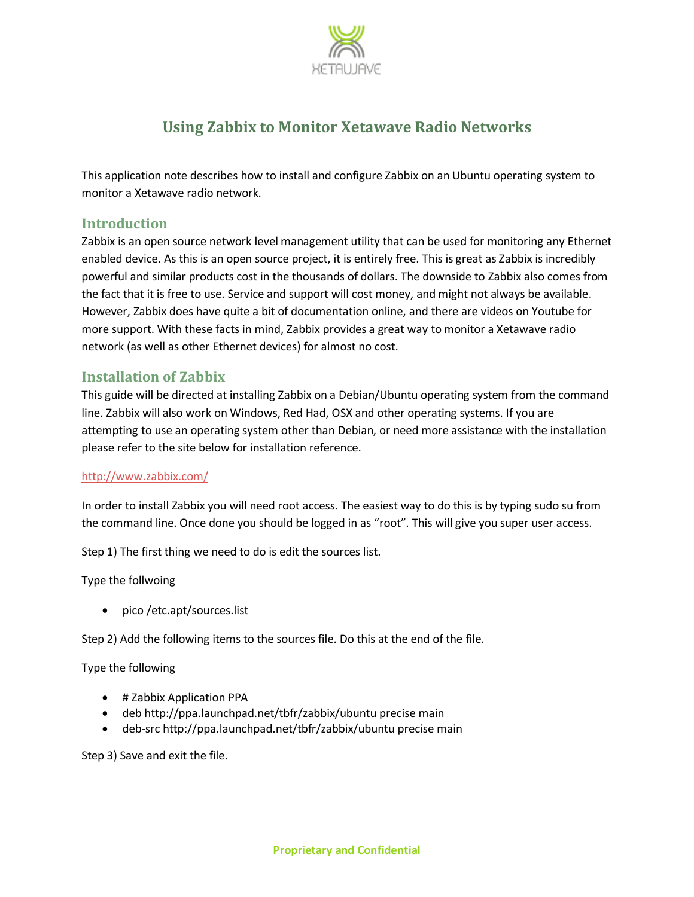# Using Zabbix to Monitor Xetawave Radio Networks

This application note describes how to install and configure Zabbix on an Ubuntu operating system to monitor a Xetawave radio network.

## Introduction

Zabbix is an open source network level management utility that can be used for monitoring any Ethernet enabled device. As this is an open source project, it is entirely free. This is great as Zabbix is incredibly powerful and similar products cost in the thousands of dollars. The downside to Zabbix also comes from the fact that it is free to use. Service and support will cost money, and might not always be available. However, Zabbix does have quite a bit of documentation online, and there are videos on Youtube for more support. With these facts in mind, Zabbix provides a great way to monitor a Xetawave radio network (as well as other Ethernet devices) for almost no cost.

## Installation of Zabbix

This guide will be directed at installing Zabbix on a Debian/Ubuntu operating system from the command line. Zabbix will also work on Windows, Red Had, OSX and other operating systems. If you are attempting to use an operating system other than Debian, or need more assistance with the installation please refer to the site below for installation reference.

http://www.zabbix.com/

In order to install Zabbix you will need root access. The easiest way to do this is by typing sudo su from the command line. Once done you should be logged in as "root". This will give you super user access.

Step 1) The first thing we need to do is edit the sources list.

Type the follwoing

- pico /etc.apt/sources.list

Step 2) Add the following items to the sources file. Do this at the end of the file.

Type the following

- # Zabbix Application PPA
- deb http://ppa.launchpad.net/tbfr/zabbix/ubuntu precise main
- deb-src http://ppa.launchpad.net/tbfr/zabbix/ubuntu precise main

Step 3) Save and exit the file.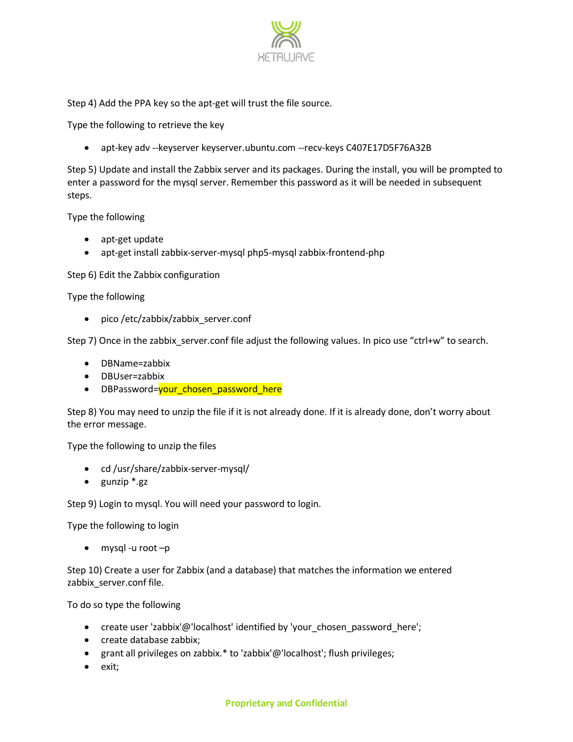Step 4) Add the PPA key so the apt-get will trust the file source.

Type the following to retrieve the key

- apt-key adv --keyserver keyserver.ubuntu.com --recv-keys C407E17D5F76A32B

Step 5) Update and install the Zabbix server and its packages. During the install, you will be prompted to enter a password for the mysql server. Remember this password as it will be needed in subsequent steps.

Type the following

- apt-get update
- apt-get install zabbix-server-mysql php5-mysql zabbix-frontend-php

Step 6) Edit the Zabbix configuration

Type the following

- pico /etc/zabbix/zabbix_server.conf

Step 7) Once in the zabbix_server.conf file adjust the following values. In pico use "ctrl+w" to search.

- DBName=zabbix
- DBUser=zabbix
- DBPassword=your_chosen_password_here

Step 8) You may need to unzip the file if it is not already done. If it is already done, don't worry about the error message.

Type the following to unzip the files

- cd /usr/share/zabbix-server-mysql/
- gunzip *.gz

Step 9) Login to mysql. You will need your password to login.

Type the following to login

- mysql -u root –p

Step 10) Create a user for Zabbix (and a database) that matches the information we entered zabbix_server.conf file.

To do so type the following

- create user 'zabbix'@'localhost' identified by 'your_chosen_password_here';
- create database zabbix;
- grant all privileges on zabbix.* to 'zabbix'@'localhost'; flush privileges;
- exit;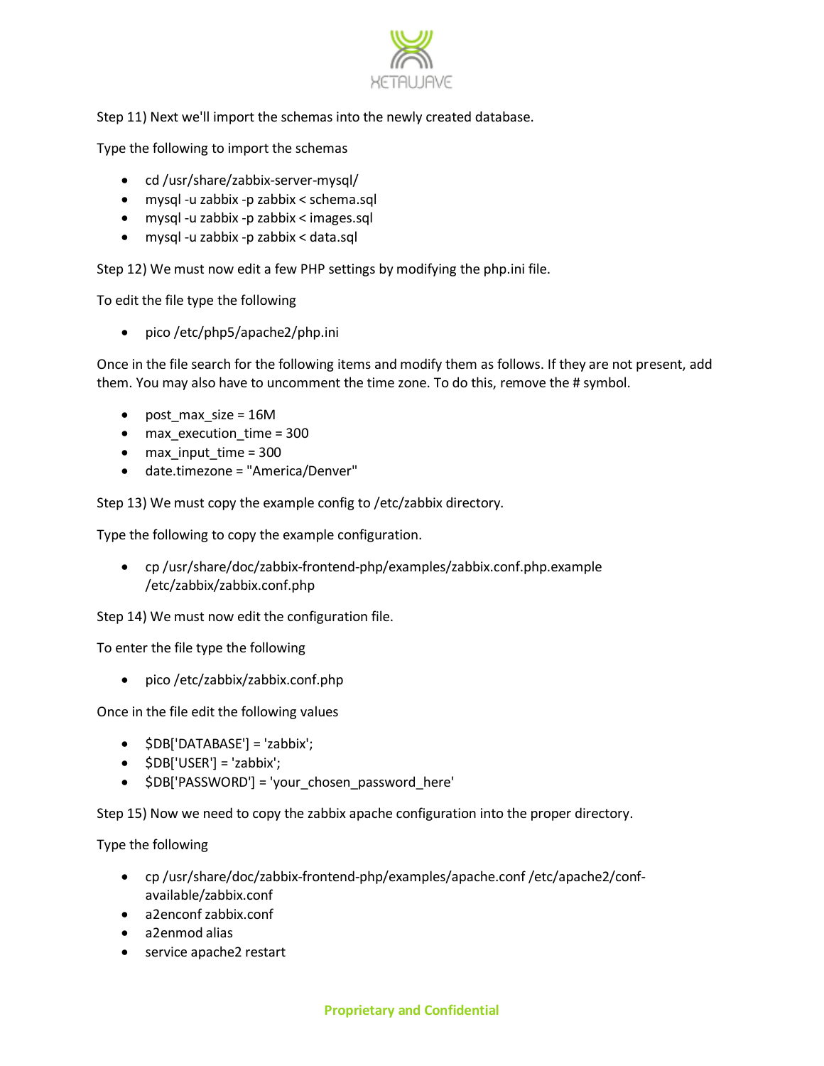Step 11) Next we'll import the schemas into the newly created database.

Type the following to import the schemas

- cd /usr/share/zabbix-server-mysql/
- mysql -u zabbix -p zabbix < schema.sql
- mysql -u zabbix -p zabbix < images.sql
- mysql -u zabbix -p zabbix < data.sql

Step 12) We must now edit a few PHP settings by modifying the php.ini file.

To edit the file type the following

- pico /etc/php5/apache2/php.ini

Once in the file search for the following items and modify them as follows. If they are not present, add them. You may also have to uncomment the time zone. To do this, remove the # symbol.

- post_max_size = 16M
- max_execution_time = 300
- max_input_time = 300
- date.timezone = "America/Denver"

Step 13) We must copy the example config to /etc/zabbix directory.

Type the following to copy the example configuration.

- cp /usr/share/doc/zabbix-frontend-php/examples/zabbix.conf.php.example /etc/zabbix/zabbix.conf.php

Step 14) We must now edit the configuration file.

To enter the file type the following

- pico /etc/zabbix/zabbix.conf.php

Once in the file edit the following values

- $DB['DATABASE'] = 'zabbix';
- $DB['USER'] = 'zabbix';
- $DB['PASSWORD'] = 'your_chosen_password_here'

Step 15) Now we need to copy the zabbix apache configuration into the proper directory.

Type the following

- cp /usr/share/doc/zabbix-frontend-php/examples/apache.conf /etc/apache2/conf-available/zabbix.conf
- a2enconf zabbix.conf
- a2enmod alias
- service apache2 restart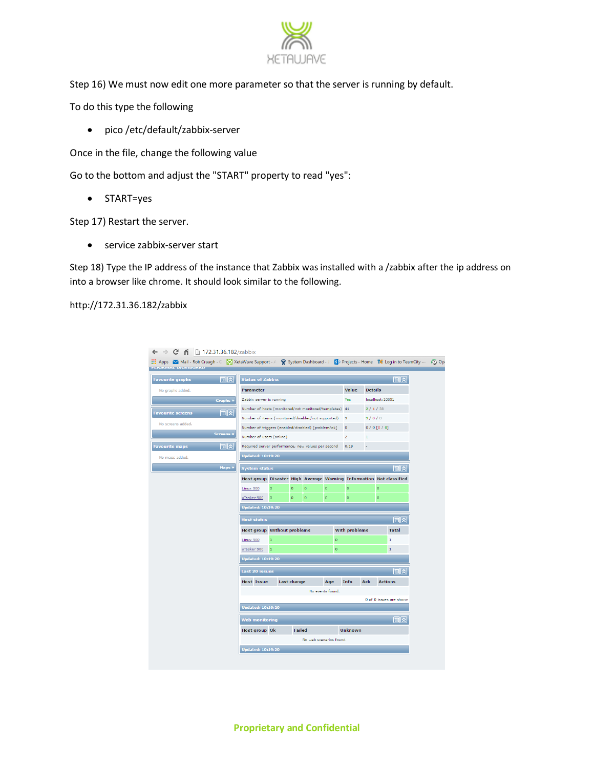Step 16) We must now edit one more parameter so that the server is running by default.

To do this type the following

- pico /etc/default/zabbix-server

Once in the file, change the following value

Go to the bottom and adjust the "START" property to read "yes":

- START=yes

Step 17) Restart the server.

- service zabbix-server start

Step 18) Type the IP address of the instance that Zabbix was installed with a /zabbix after the ip address on into a browser like chrome. It should look similar to the following.

http://172.31.36.182/zabbix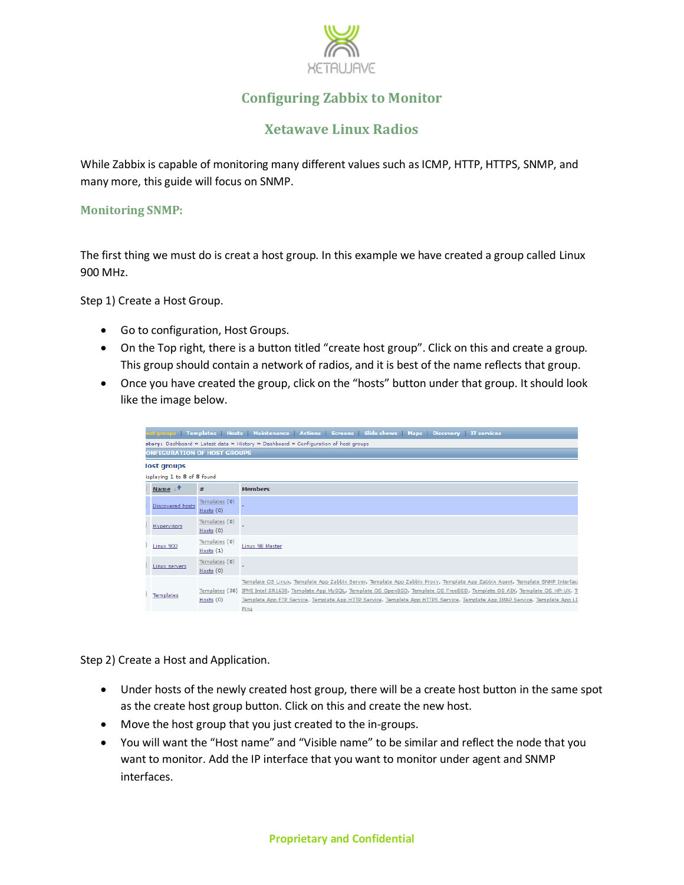# Configuring Zabbix to Monitor

# Xetawave Linux Radios

While Zabbix is capable of monitoring many different values such as ICMP, HTTP, HTTPS, SNMP, and many more, this guide will focus on SNMP.

## Monitoring SNMP:

The first thing we must do is creat a host group. In this example we have created a group called Linux 900 MHz.

Step 1) Create a Host Group.

- Go to configuration, Host Groups.
- On the Top right, there is a button titled “create host group”. Click on this and create a group. This group should contain a network of radios, and it is best of the name reflects that group.
- Once you have created the group, click on the “hosts” button under that group. It should look like the image below.

Step 2) Create a Host and Application.

- Under hosts of the newly created host group, there will be a create host button in the same spot as the create host group button. Click on this and create the new host.
- Move the host group that you just created to the in-groups.
- You will want the “Host name” and “Visible name” to be similar and reflect the node that you want to monitor. Add the IP interface that you want to monitor under agent and SNMP interfaces.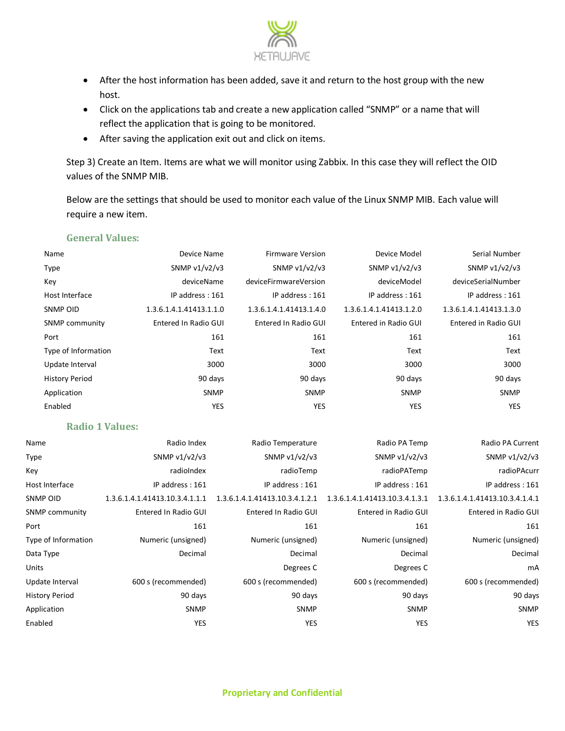- After the host information has been added, save it and return to the host group with the new host.
- Click on the applications tab and create a new application called "SNMP" or a name that will reflect the application that is going to be monitored.
- After saving the application exit out and click on items.

Step 3) Create an Item. Items are what we will monitor using Zabbix. In this case they will reflect the OID values of the SNMP MIB.

Below are the settings that should be used to monitor each value of the Linux SNMP MIB. Each value will require a new item.

### General Values:

| Name | Device Name | Firmware Version | Device Model | Serial Number |
|---|---|---|---|---|
| Type | SNMP v1/v2/v3 | SNMP v1/v2/v3 | SNMP v1/v2/v3 | SNMP v1/v2/v3 |
| Key | deviceName | deviceFirmwareVersion | deviceModel | deviceSerialNumber |
| Host Interface | IP address : 161 | IP address : 161 | IP address : 161 | IP address : 161 |
| SNMP OID | 1.3.6.1.4.1.41413.1.1.0 | 1.3.6.1.4.1.41413.1.4.0 | 1.3.6.1.4.1.41413.1.2.0 | 1.3.6.1.4.1.41413.1.3.0 |
| SNMP community | Entered In Radio GUI | Entered In Radio GUI | Entered in Radio GUI | Entered in Radio GUI |
| Port | 161 | 161 | 161 | 161 |
| Type of Information | Text | Text | Text | Text |
| Update Interval | 3000 | 3000 | 3000 | 3000 |
| History Period | 90 days | 90 days | 90 days | 90 days |
| Application | SNMP | SNMP | SNMP | SNMP |
| Enabled | YES | YES | YES | YES |

### Radio 1 Values:

| Name | Radio Index | Radio Temperature | Radio PA Temp | Radio PA Current |
|---|---|---|---|---|
| Type | SNMP v1/v2/v3 | SNMP v1/v2/v3 | SNMP v1/v2/v3 | SNMP v1/v2/v3 |
| Key | radioIndex | radioTemp | radioPATemp | radioPAcurr |
| Host Interface | IP address : 161 | IP address : 161 | IP address : 161 | IP address : 161 |
| SNMP OID | 1.3.6.1.4.1.41413.10.3.4.1.1.1 | 1.3.6.1.4.1.41413.10.3.4.1.2.1 | 1.3.6.1.4.1.41413.10.3.4.1.3.1 | 1.3.6.1.4.1.41413.10.3.4.1.4.1 |
| SNMP community | Entered In Radio GUI | Entered In Radio GUI | Entered in Radio GUI | Entered in Radio GUI |
| Port | 161 | 161 | 161 | 161 |
| Type of Information | Numeric (unsigned) | Numeric (unsigned) | Numeric (unsigned) | Numeric (unsigned) |
| Data Type | Decimal | Decimal | Decimal | Decimal |
| Units | | Degrees C | Degrees C | mA |
| Update Interval | 600 s (recommended) | 600 s (recommended) | 600 s (recommended) | 600 s (recommended) |
| History Period | 90 days | 90 days | 90 days | 90 days |
| Application | SNMP | SNMP | SNMP | SNMP |
| Enabled | YES | YES | YES | YES |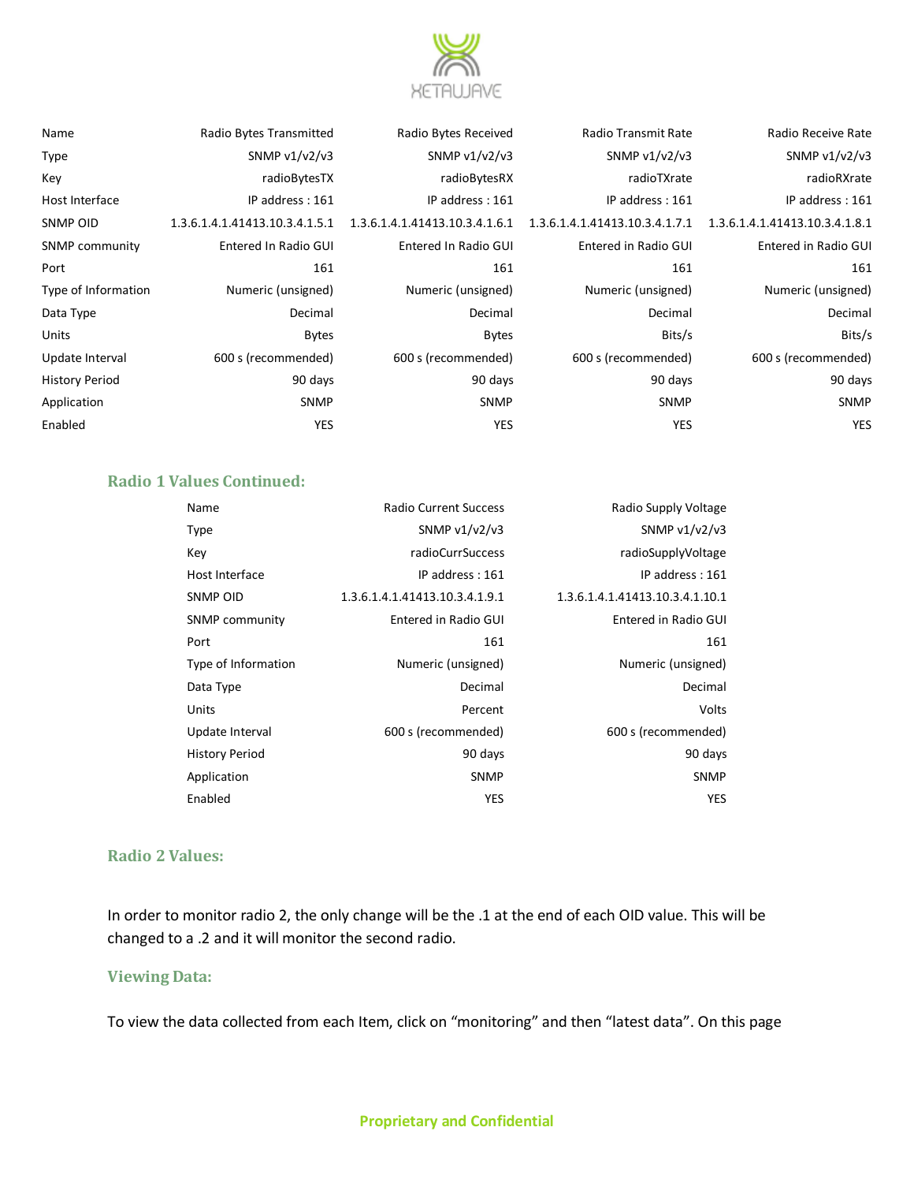| Name | Radio Bytes Transmitted | Radio Bytes Received | Radio Transmit Rate | Radio Receive Rate |
|---|---|---|---|---|
| Type | SNMP v1/v2/v3 | SNMP v1/v2/v3 | SNMP v1/v2/v3 | SNMP v1/v2/v3 |
| Key | radioBytesTX | radioBytesRX | radioTXrate | radioRXrate |
| Host Interface | IP address : 161 | IP address : 161 | IP address : 161 | IP address : 161 |
| SNMP OID | 1.3.6.1.4.1.41413.10.3.4.1.5.1 | 1.3.6.1.4.1.41413.10.3.4.1.6.1 | 1.3.6.1.4.1.41413.10.3.4.1.7.1 | 1.3.6.1.4.1.41413.10.3.4.1.8.1 |
| SNMP community | Entered In Radio GUI | Entered In Radio GUI | Entered in Radio GUI | Entered in Radio GUI |
| Port | 161 | 161 | 161 | 161 |
| Type of Information | Numeric (unsigned) | Numeric (unsigned) | Numeric (unsigned) | Numeric (unsigned) |
| Data Type | Decimal | Decimal | Decimal | Decimal |
| Units | Bytes | Bytes | Bits/s | Bits/s |
| Update Interval | 600 s (recommended) | 600 s (recommended) | 600 s (recommended) | 600 s (recommended) |
| History Period | 90 days | 90 days | 90 days | 90 days |
| Application | SNMP | SNMP | SNMP | SNMP |
| Enabled | YES | YES | YES | YES |

## Radio 1 Values Continued:

| Name | Radio Current Success | Radio Supply Voltage |
|---|---|---|
| Type | SNMP v1/v2/v3 | SNMP v1/v2/v3 |
| Key | radioCurrSuccess | radioSupplyVoltage |
| Host Interface | IP address : 161 | IP address : 161 |
| SNMP OID | 1.3.6.1.4.1.41413.10.3.4.1.9.1 | 1.3.6.1.4.1.41413.10.3.4.1.10.1 |
| SNMP community | Entered in Radio GUI | Entered in Radio GUI |
| Port | 161 | 161 |
| Type of Information | Numeric (unsigned) | Numeric (unsigned) |
| Data Type | Decimal | Decimal |
| Units | Percent | Volts |
| Update Interval | 600 s (recommended) | 600 s (recommended) |
| History Period | 90 days | 90 days |
| Application | SNMP | SNMP |
| Enabled | YES | YES |

## Radio 2 Values:

In order to monitor radio 2, the only change will be the .1 at the end of each OID value. This will be changed to a .2 and it will monitor the second radio.

## Viewing Data:

To view the data collected from each Item, click on “monitoring” and then “latest data”. On this page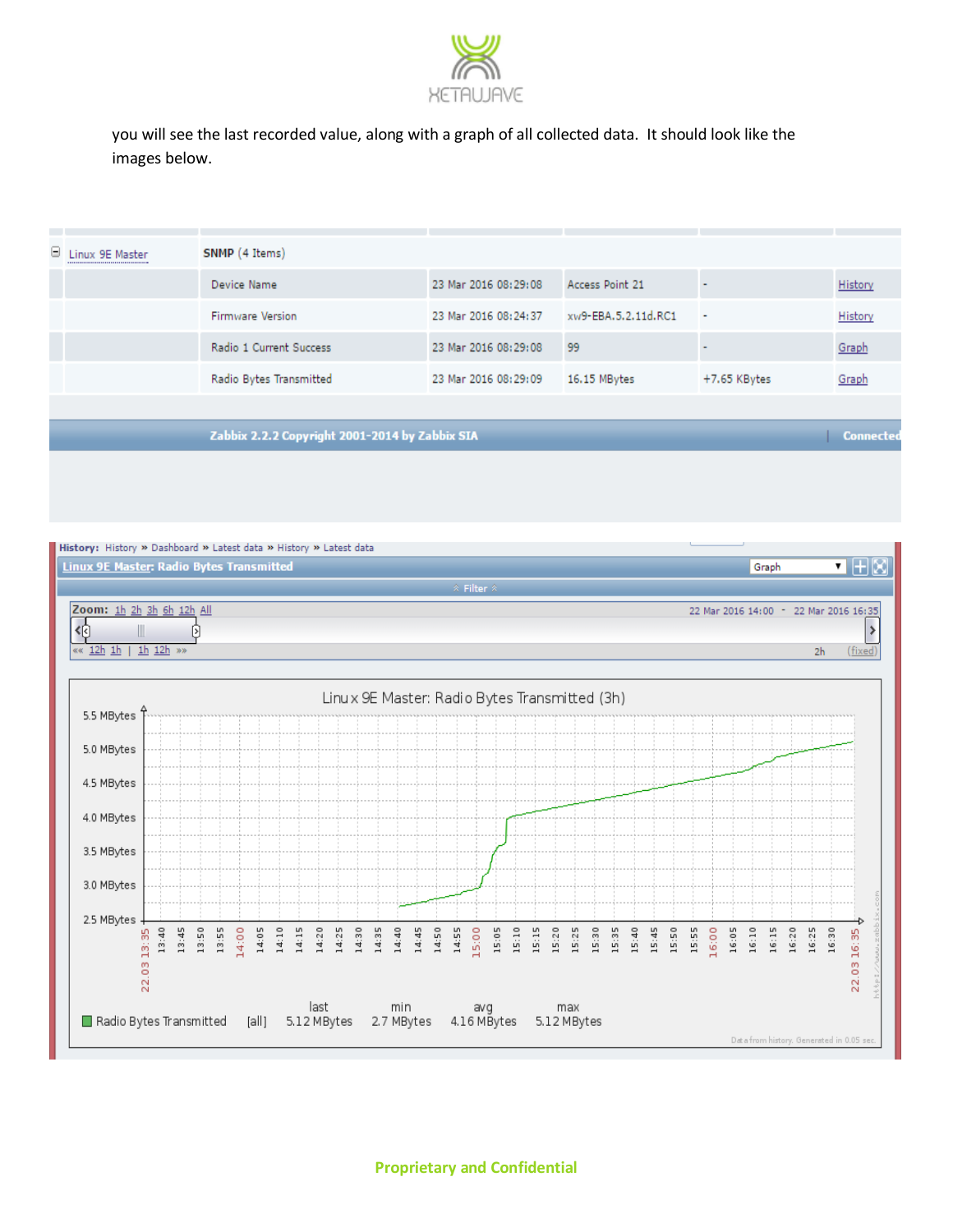you will see the last recorded value, along with a graph of all collected data. It should look like the images below.

| Linux 9E Master | SNMP (4 Items) | | | | |
|---|---|---|---|---|---|
| | Device Name | 23 Mar 2016 08:29:08 | Access Point 21 | - | History |
| | Firmware Version | 23 Mar 2016 08:24:37 | xw9-EBA.5.2.11d.RC1 | - | History |
| | Radio 1 Current Success | 23 Mar 2016 08:29:08 | 99 | - | Graph |
| | Radio Bytes Transmitted | 23 Mar 2016 08:29:09 | 16.15 MBytes | +7.65 KBytes | Graph |

Zabbix 2.2.2 Copyright 2001-2014 by Zabbix SIA | Connected

History: History » Dashboard » Latest data » History » Latest data

Linux 9E Master: Radio Bytes Transmitted

Zoom: 1h 2h 3h 6h 12h All — 22 Mar 2016 14:00 - 22 Mar 2016 16:35

Linux 9E Master: Radio Bytes Transmitted (3h)

| | | last | min | avg | max |
|---|---|---|---|---|---|
| Radio Bytes Transmitted | [all] | 5.12 MBytes | 2.7 MBytes | 4.16 MBytes | 5.12 MBytes |

Data from history. Generated in 0.05 sec.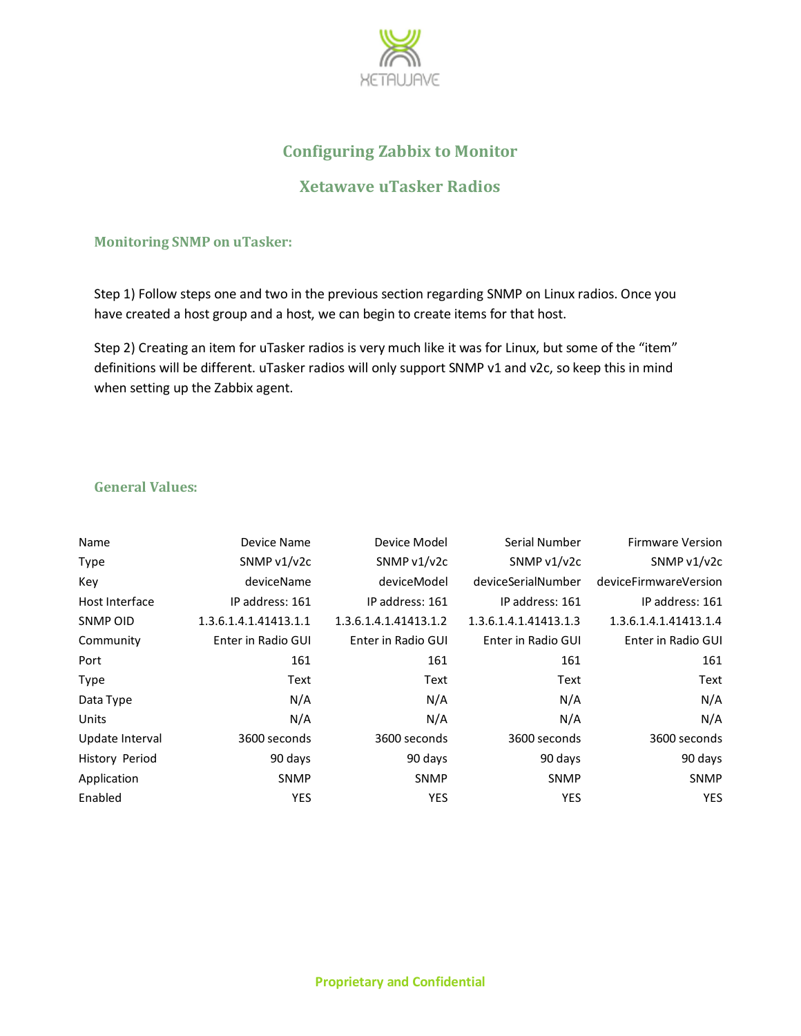# Configuring Zabbix to Monitor

# Xetawave uTasker Radios

## Monitoring SNMP on uTasker:

Step 1) Follow steps one and two in the previous section regarding SNMP on Linux radios. Once you have created a host group and a host, we can begin to create items for that host.

Step 2) Creating an item for uTasker radios is very much like it was for Linux, but some of the “item” definitions will be different. uTasker radios will only support SNMP v1 and v2c, so keep this in mind when setting up the Zabbix agent.

## General Values:

| Name | Device Name | Device Model | Serial Number | Firmware Version |
|---|---|---|---|---|
| Type | SNMP v1/v2c | SNMP v1/v2c | SNMP v1/v2c | SNMP v1/v2c |
| Key | deviceName | deviceModel | deviceSerialNumber | deviceFirmwareVersion |
| Host Interface | IP address: 161 | IP address: 161 | IP address: 161 | IP address: 161 |
| SNMP OID | 1.3.6.1.4.1.41413.1.1 | 1.3.6.1.4.1.41413.1.2 | 1.3.6.1.4.1.41413.1.3 | 1.3.6.1.4.1.41413.1.4 |
| Community | Enter in Radio GUI | Enter in Radio GUI | Enter in Radio GUI | Enter in Radio GUI |
| Port | 161 | 161 | 161 | 161 |
| Type | Text | Text | Text | Text |
| Data Type | N/A | N/A | N/A | N/A |
| Units | N/A | N/A | N/A | N/A |
| Update Interval | 3600 seconds | 3600 seconds | 3600 seconds | 3600 seconds |
| History Period | 90 days | 90 days | 90 days | 90 days |
| Application | SNMP | SNMP | SNMP | SNMP |
| Enabled | YES | YES | YES | YES |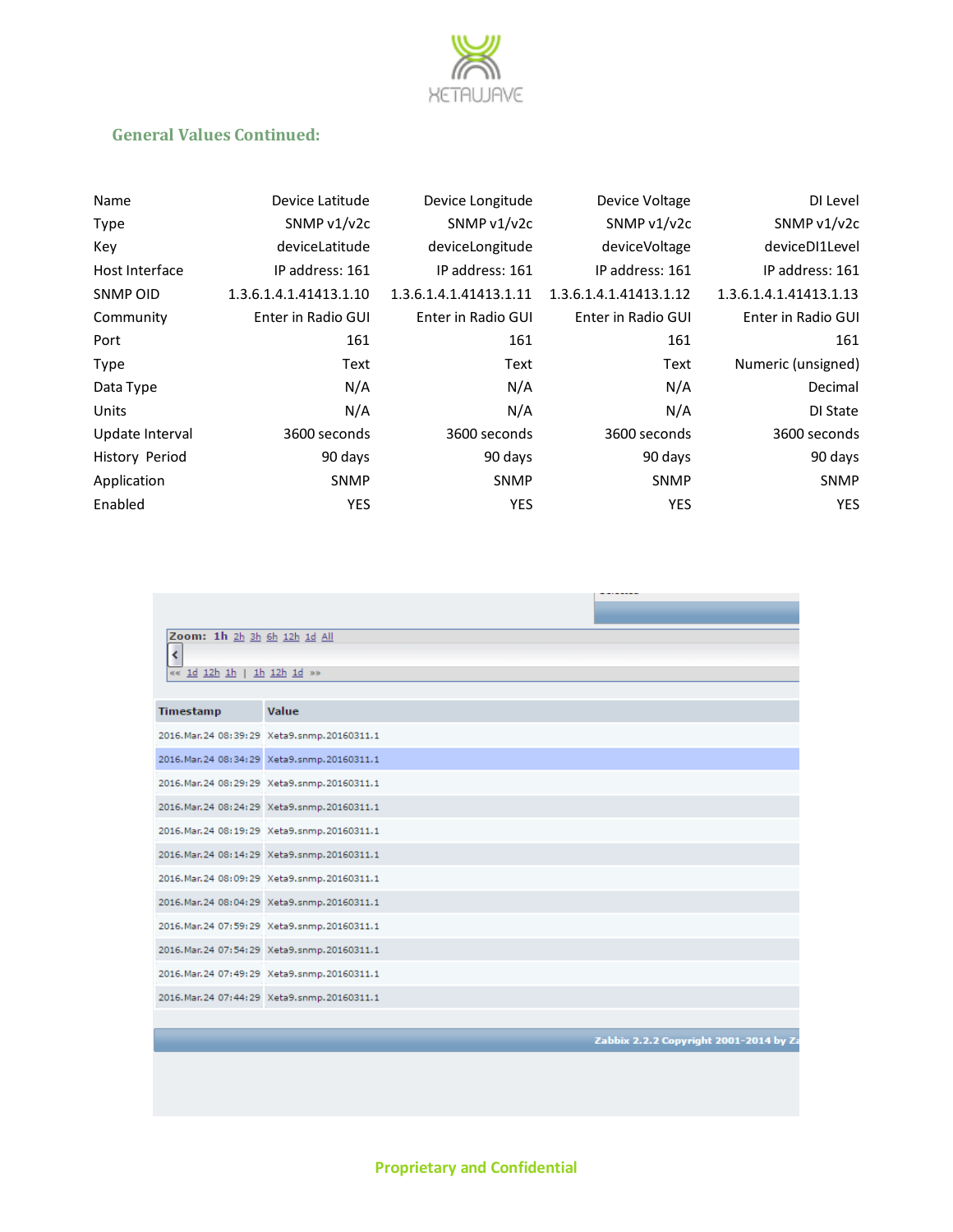## General Values Continued:

| Name | Device Latitude | Device Longitude | Device Voltage | DI Level |
|---|---|---|---|---|
| Type | SNMP v1/v2c | SNMP v1/v2c | SNMP v1/v2c | SNMP v1/v2c |
| Key | deviceLatitude | deviceLongitude | deviceVoltage | deviceDI1Level |
| Host Interface | IP address: 161 | IP address: 161 | IP address: 161 | IP address: 161 |
| SNMP OID | 1.3.6.1.4.1.41413.1.10 | 1.3.6.1.4.1.41413.1.11 | 1.3.6.1.4.1.41413.1.12 | 1.3.6.1.4.1.41413.1.13 |
| Community | Enter in Radio GUI | Enter in Radio GUI | Enter in Radio GUI | Enter in Radio GUI |
| Port | 161 | 161 | 161 | 161 |
| Type | Text | Text | Text | Numeric (unsigned) |
| Data Type | N/A | N/A | N/A | Decimal |
| Units | N/A | N/A | N/A | DI State |
| Update Interval | 3600 seconds | 3600 seconds | 3600 seconds | 3600 seconds |
| History Period | 90 days | 90 days | 90 days | 90 days |
| Application | SNMP | SNMP | SNMP | SNMP |
| Enabled | YES | YES | YES | YES |

Zoom: 1h 2h 3h 6h 12h 1d All

«« 1d 12h 1h | 1h 12h 1d »»

| Timestamp | Value |
|---|---|
| 2016.Mar.24 08:39:29 | Xeta9.snmp.20160311.1 |
| 2016.Mar.24 08:34:29 | Xeta9.snmp.20160311.1 |
| 2016.Mar.24 08:29:29 | Xeta9.snmp.20160311.1 |
| 2016.Mar.24 08:24:29 | Xeta9.snmp.20160311.1 |
| 2016.Mar.24 08:19:29 | Xeta9.snmp.20160311.1 |
| 2016.Mar.24 08:14:29 | Xeta9.snmp.20160311.1 |
| 2016.Mar.24 08:09:29 | Xeta9.snmp.20160311.1 |
| 2016.Mar.24 08:04:29 | Xeta9.snmp.20160311.1 |
| 2016.Mar.24 07:59:29 | Xeta9.snmp.20160311.1 |
| 2016.Mar.24 07:54:29 | Xeta9.snmp.20160311.1 |
| 2016.Mar.24 07:49:29 | Xeta9.snmp.20160311.1 |
| 2016.Mar.24 07:44:29 | Xeta9.snmp.20160311.1 |

Zabbix 2.2.2 Copyright 2001-2014 by Z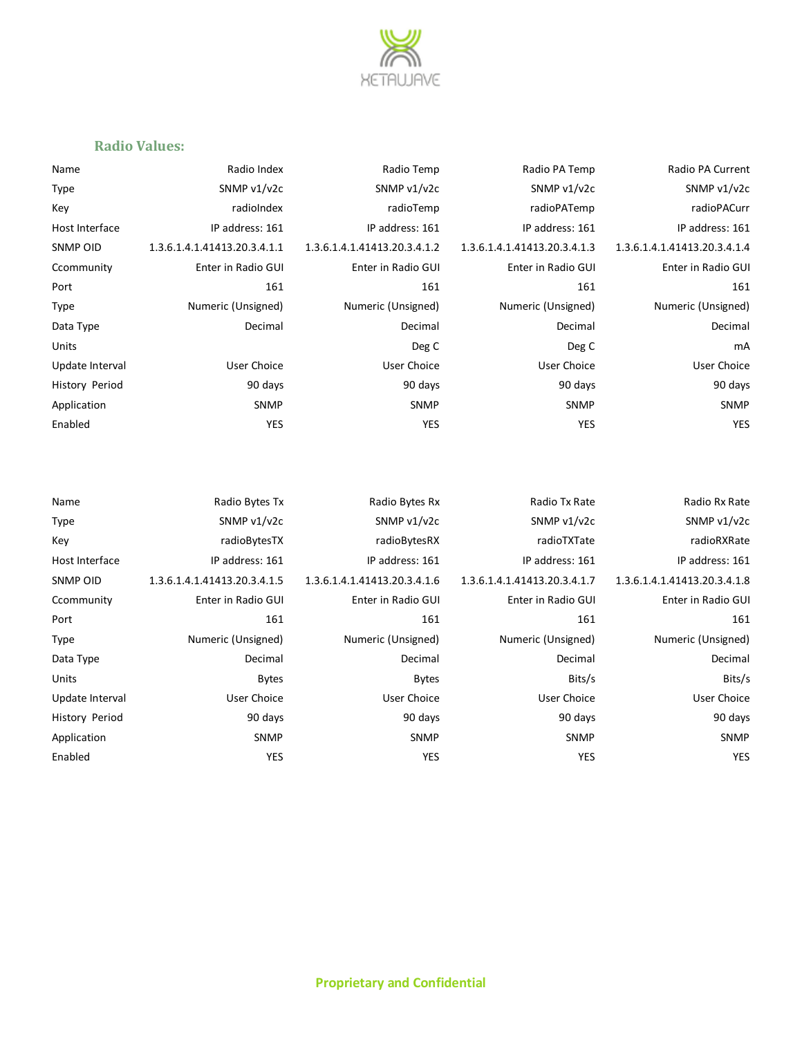## Radio Values:

| Name | Radio Index | Radio Temp | Radio PA Temp | Radio PA Current |
|---|---|---|---|---|
| Type | SNMP v1/v2c | SNMP v1/v2c | SNMP v1/v2c | SNMP v1/v2c |
| Key | radioIndex | radioTemp | radioPATemp | radioPACurr |
| Host Interface | IP address: 161 | IP address: 161 | IP address: 161 | IP address: 161 |
| SNMP OID | 1.3.6.1.4.1.41413.20.3.4.1.1 | 1.3.6.1.4.1.41413.20.3.4.1.2 | 1.3.6.1.4.1.41413.20.3.4.1.3 | 1.3.6.1.4.1.41413.20.3.4.1.4 |
| Ccommunity | Enter in Radio GUI | Enter in Radio GUI | Enter in Radio GUI | Enter in Radio GUI |
| Port | 161 | 161 | 161 | 161 |
| Type | Numeric (Unsigned) | Numeric (Unsigned) | Numeric (Unsigned) | Numeric (Unsigned) |
| Data Type | Decimal | Decimal | Decimal | Decimal |
| Units | | Deg C | Deg C | mA |
| Update Interval | User Choice | User Choice | User Choice | User Choice |
| History Period | 90 days | 90 days | 90 days | 90 days |
| Application | SNMP | SNMP | SNMP | SNMP |
| Enabled | YES | YES | YES | YES |

| Name | Radio Bytes Tx | Radio Bytes Rx | Radio Tx Rate | Radio Rx Rate |
|---|---|---|---|---|
| Type | SNMP v1/v2c | SNMP v1/v2c | SNMP v1/v2c | SNMP v1/v2c |
| Key | radioBytesTX | radioBytesRX | radioTXTate | radioRXRate |
| Host Interface | IP address: 161 | IP address: 161 | IP address: 161 | IP address: 161 |
| SNMP OID | 1.3.6.1.4.1.41413.20.3.4.1.5 | 1.3.6.1.4.1.41413.20.3.4.1.6 | 1.3.6.1.4.1.41413.20.3.4.1.7 | 1.3.6.1.4.1.41413.20.3.4.1.8 |
| Ccommunity | Enter in Radio GUI | Enter in Radio GUI | Enter in Radio GUI | Enter in Radio GUI |
| Port | 161 | 161 | 161 | 161 |
| Type | Numeric (Unsigned) | Numeric (Unsigned) | Numeric (Unsigned) | Numeric (Unsigned) |
| Data Type | Decimal | Decimal | Decimal | Decimal |
| Units | Bytes | Bytes | Bits/s | Bits/s |
| Update Interval | User Choice | User Choice | User Choice | User Choice |
| History Period | 90 days | 90 days | 90 days | 90 days |
| Application | SNMP | SNMP | SNMP | SNMP |
| Enabled | YES | YES | YES | YES |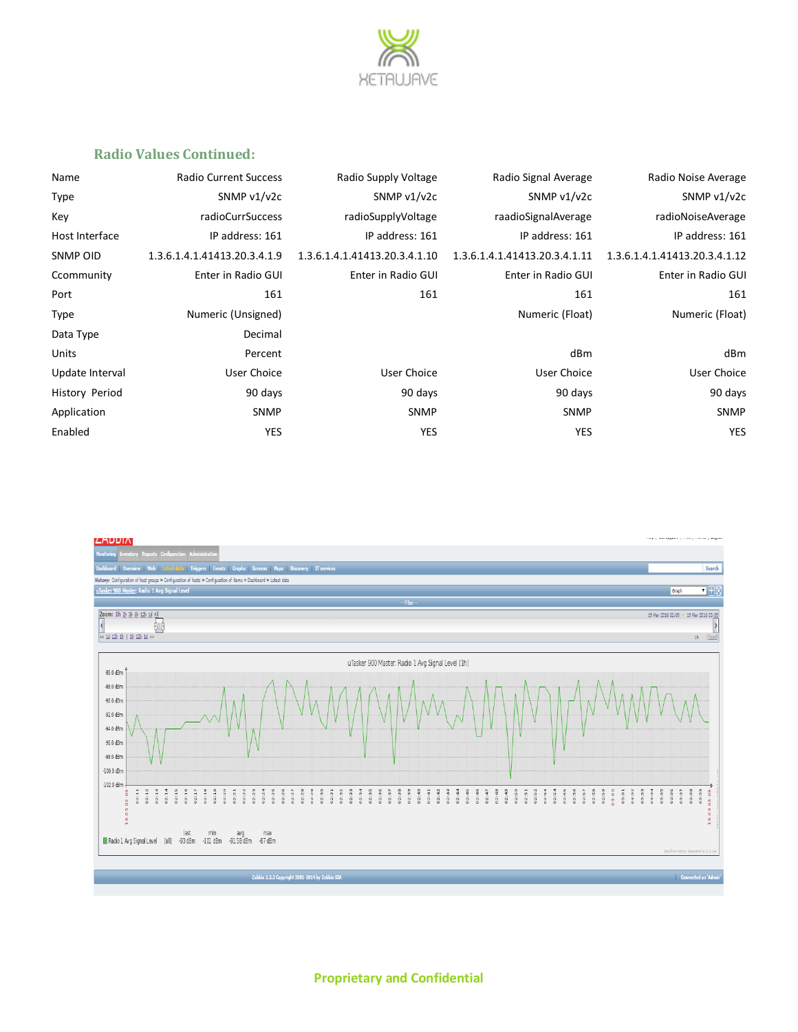## Radio Values Continued:

| Name | Radio Current Success | Radio Supply Voltage | Radio Signal Average | Radio Noise Average |
|---|---|---|---|---|
| Type | SNMP v1/v2c | SNMP v1/v2c | SNMP v1/v2c | SNMP v1/v2c |
| Key | radioCurrSuccess | radioSupplyVoltage | raadioSignalAverage | radioNoiseAverage |
| Host Interface | IP address: 161 | IP address: 161 | IP address: 161 | IP address: 161 |
| SNMP OID | 1.3.6.1.4.1.41413.20.3.4.1.9 | 1.3.6.1.4.1.41413.20.3.4.1.10 | 1.3.6.1.4.1.41413.20.3.4.1.11 | 1.3.6.1.4.1.41413.20.3.4.1.12 |
| Ccommunity | Enter in Radio GUI | Enter in Radio GUI | Enter in Radio GUI | Enter in Radio GUI |
| Port | 161 | 161 | 161 | 161 |
| Type | Numeric (Unsigned) | | Numeric (Float) | Numeric (Float) |
| Data Type | Decimal | | | |
| Units | Percent | | dBm | dBm |
| Update Interval | User Choice | User Choice | User Choice | User Choice |
| History Period | 90 days | 90 days | 90 days | 90 days |
| Application | SNMP | SNMP | SNMP | SNMP |
| Enabled | YES | YES | YES | YES |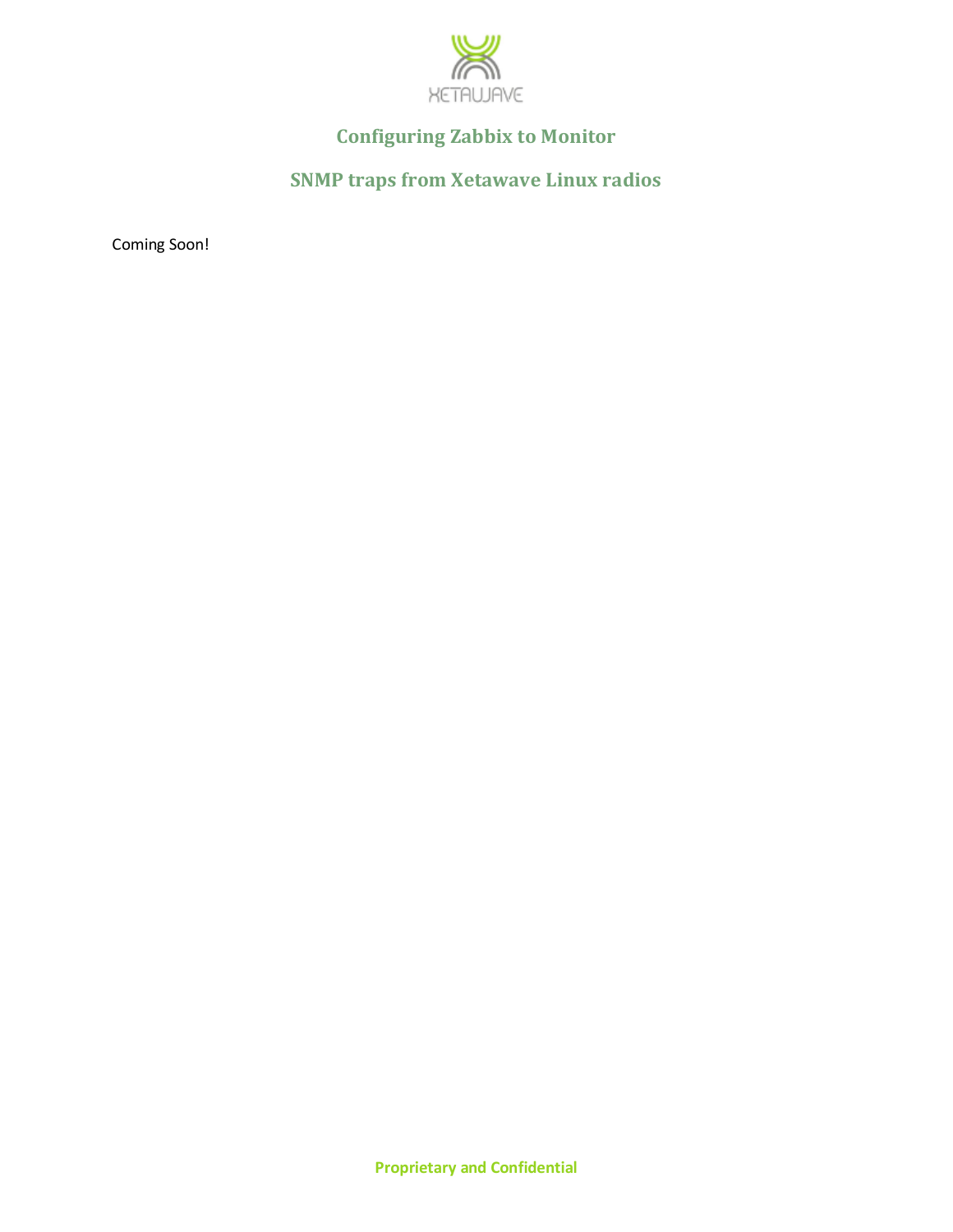# Configuring Zabbix to Monitor

# SNMP traps from Xetawave Linux radios

Coming Soon!